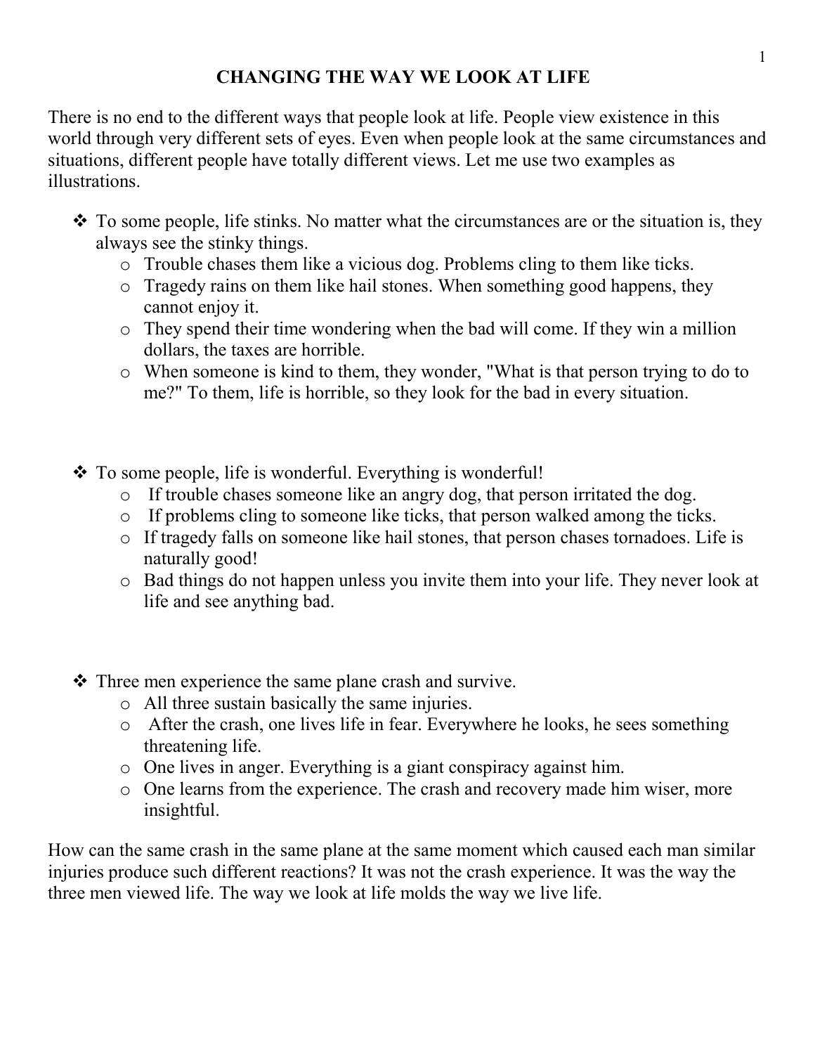# CHANGING THE WAY WE LOOK AT LIFE

There is no end to the different ways that people look at life. People view existence in this world through very different sets of eyes. Even when people look at the same circumstances and situations, different people have totally different views. Let me use two examples as illustrations.

- To some people, life stinks. No matter what the circumstances are or the situation is, they always see the stinky things.
  - Trouble chases them like a vicious dog. Problems cling to them like ticks.
  - Tragedy rains on them like hail stones. When something good happens, they cannot enjoy it.
  - They spend their time wondering when the bad will come. If they win a million dollars, the taxes are horrible.
  - When someone is kind to them, they wonder, "What is that person trying to do to me?" To them, life is horrible, so they look for the bad in every situation.

- To some people, life is wonderful. Everything is wonderful!
  - If trouble chases someone like an angry dog, that person irritated the dog.
  - If problems cling to someone like ticks, that person walked among the ticks.
  - If tragedy falls on someone like hail stones, that person chases tornadoes. Life is naturally good!
  - Bad things do not happen unless you invite them into your life. They never look at life and see anything bad.

- Three men experience the same plane crash and survive.
  - All three sustain basically the same injuries.
  - After the crash, one lives life in fear. Everywhere he looks, he sees something threatening life.
  - One lives in anger. Everything is a giant conspiracy against him.
  - One learns from the experience. The crash and recovery made him wiser, more insightful.

How can the same crash in the same plane at the same moment which caused each man similar injuries produce such different reactions? It was not the crash experience. It was the way the three men viewed life. The way we look at life molds the way we live life.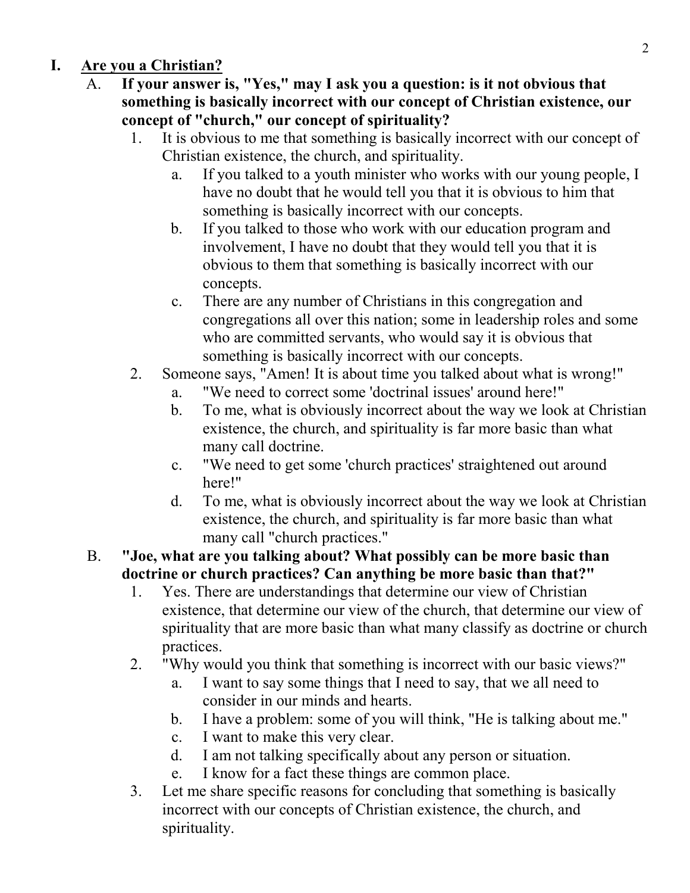# I. Are you a Christian?

A. **If your answer is, "Yes," may I ask you a question: is it not obvious that something is basically incorrect with our concept of Christian existence, our concept of "church," our concept of spirituality?**

1. It is obvious to me that something is basically incorrect with our concept of Christian existence, the church, and spirituality.
   a. If you talked to a youth minister who works with our young people, I have no doubt that he would tell you that it is obvious to him that something is basically incorrect with our concepts.
   b. If you talked to those who work with our education program and involvement, I have no doubt that they would tell you that it is obvious to them that something is basically incorrect with our concepts.
   c. There are any number of Christians in this congregation and congregations all over this nation; some in leadership roles and some who are committed servants, who would say it is obvious that something is basically incorrect with our concepts.
2. Someone says, "Amen! It is about time you talked about what is wrong!"
   a. "We need to correct some 'doctrinal issues' around here!"
   b. To me, what is obviously incorrect about the way we look at Christian existence, the church, and spirituality is far more basic than what many call doctrine.
   c. "We need to get some 'church practices' straightened out around here!"
   d. To me, what is obviously incorrect about the way we look at Christian existence, the church, and spirituality is far more basic than what many call "church practices."

B. **"Joe, what are you talking about? What possibly can be more basic than doctrine or church practices? Can anything be more basic than that?"**

1. Yes. There are understandings that determine our view of Christian existence, that determine our view of the church, that determine our view of spirituality that are more basic than what many classify as doctrine or church practices.
2. "Why would you think that something is incorrect with our basic views?"
   a. I want to say some things that I need to say, that we all need to consider in our minds and hearts.
   b. I have a problem: some of you will think, "He is talking about me."
   c. I want to make this very clear.
   d. I am not talking specifically about any person or situation.
   e. I know for a fact these things are common place.
3. Let me share specific reasons for concluding that something is basically incorrect with our concepts of Christian existence, the church, and spirituality.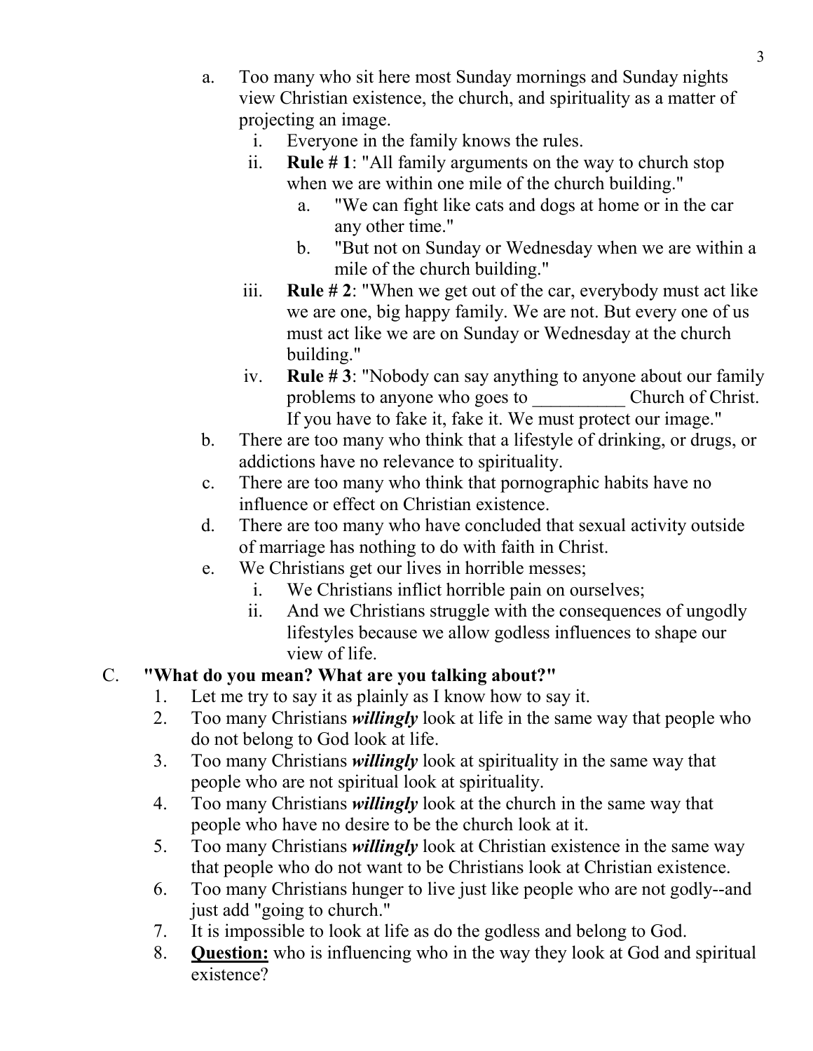a. Too many who sit here most Sunday mornings and Sunday nights view Christian existence, the church, and spirituality as a matter of projecting an image.
   i. Everyone in the family knows the rules.
   ii. **Rule # 1**: "All family arguments on the way to church stop when we are within one mile of the church building."
      a. "We can fight like cats and dogs at home or in the car any other time."
      b. "But not on Sunday or Wednesday when we are within a mile of the church building."
   iii. **Rule # 2**: "When we get out of the car, everybody must act like we are one, big happy family. We are not. But every one of us must act like we are on Sunday or Wednesday at the church building."
   iv. **Rule # 3**: "Nobody can say anything to anyone about our family problems to anyone who goes to __________ Church of Christ. If you have to fake it, fake it. We must protect our image."

b. There are too many who think that a lifestyle of drinking, or drugs, or addictions have no relevance to spirituality.

c. There are too many who think that pornographic habits have no influence or effect on Christian existence.

d. There are too many who have concluded that sexual activity outside of marriage has nothing to do with faith in Christ.

e. We Christians get our lives in horrible messes;
   i. We Christians inflict horrible pain on ourselves;
   ii. And we Christians struggle with the consequences of ungodly lifestyles because we allow godless influences to shape our view of life.

C. **"What do you mean? What are you talking about?"**

1. Let me try to say it as plainly as I know how to say it.
2. Too many Christians ***willingly*** look at life in the same way that people who do not belong to God look at life.
3. Too many Christians ***willingly*** look at spirituality in the same way that people who are not spiritual look at spirituality.
4. Too many Christians ***willingly*** look at the church in the same way that people who have no desire to be the church look at it.
5. Too many Christians ***willingly*** look at Christian existence in the same way that people who do not want to be Christians look at Christian existence.
6. Too many Christians hunger to live just like people who are not godly--and just add "going to church."
7. It is impossible to look at life as do the godless and belong to God.
8. **<u>Question:</u>** who is influencing who in the way they look at God and spiritual existence?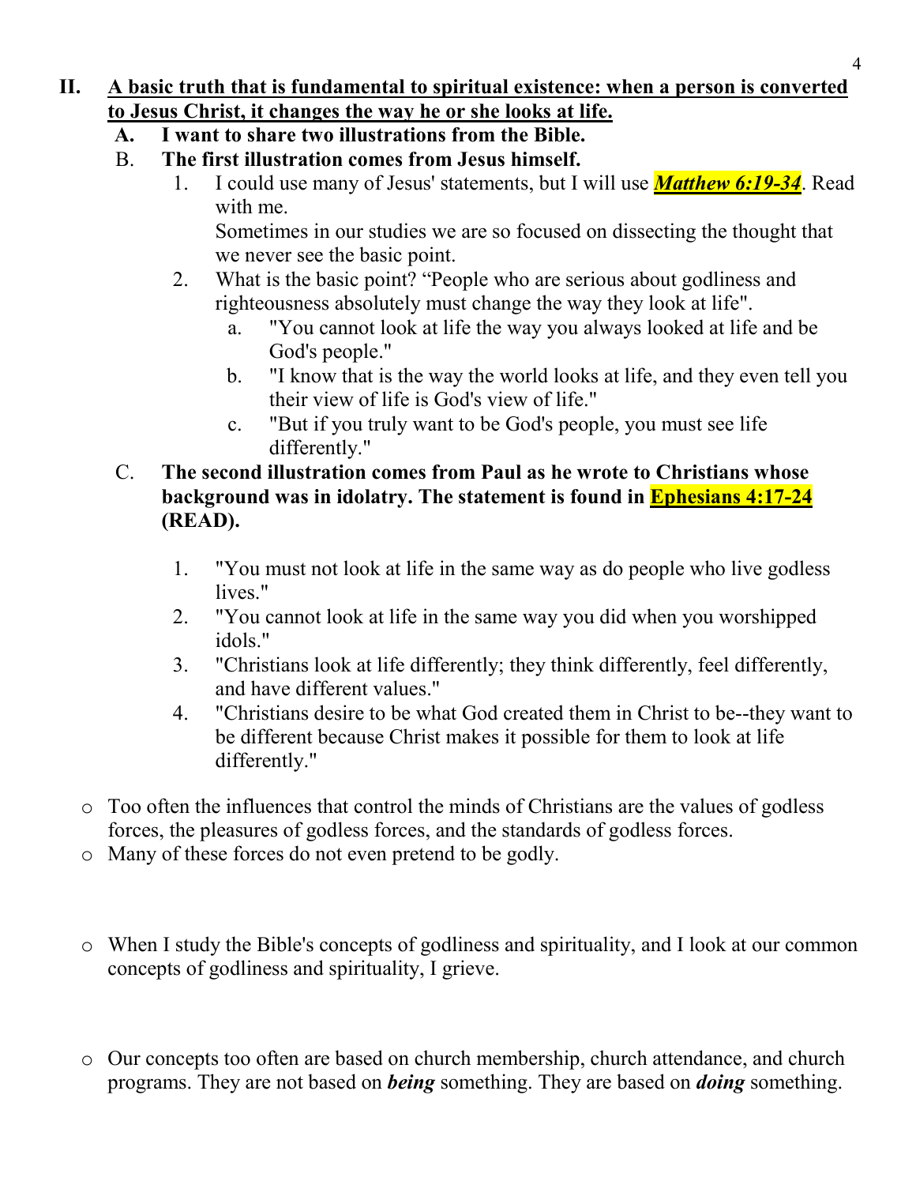## II. A basic truth that is fundamental to spiritual existence: when a person is converted to Jesus Christ, it changes the way he or she looks at life.

**A. I want to share two illustrations from the Bible.**

**B. The first illustration comes from Jesus himself.**

1. I could use many of Jesus' statements, but I will use ***Matthew 6:19-34***. Read with me.
   Sometimes in our studies we are so focused on dissecting the thought that we never see the basic point.
2. What is the basic point? "People who are serious about godliness and righteousness absolutely must change the way they look at life".
   a. "You cannot look at life the way you always looked at life and be God's people."
   b. "I know that is the way the world looks at life, and they even tell you their view of life is God's view of life."
   c. "But if you truly want to be God's people, you must see life differently."

**C. The second illustration comes from Paul as he wrote to Christians whose background was in idolatry. The statement is found in Ephesians 4:17-24 (READ).**

1. "You must not look at life in the same way as do people who live godless lives."
2. "You cannot look at life in the same way you did when you worshipped idols."
3. "Christians look at life differently; they think differently, feel differently, and have different values."
4. "Christians desire to be what God created them in Christ to be--they want to be different because Christ makes it possible for them to look at life differently."

- Too often the influences that control the minds of Christians are the values of godless forces, the pleasures of godless forces, and the standards of godless forces.
- Many of these forces do not even pretend to be godly.

- When I study the Bible's concepts of godliness and spirituality, and I look at our common concepts of godliness and spirituality, I grieve.

- Our concepts too often are based on church membership, church attendance, and church programs. They are not based on ***being*** something. They are based on ***doing*** something.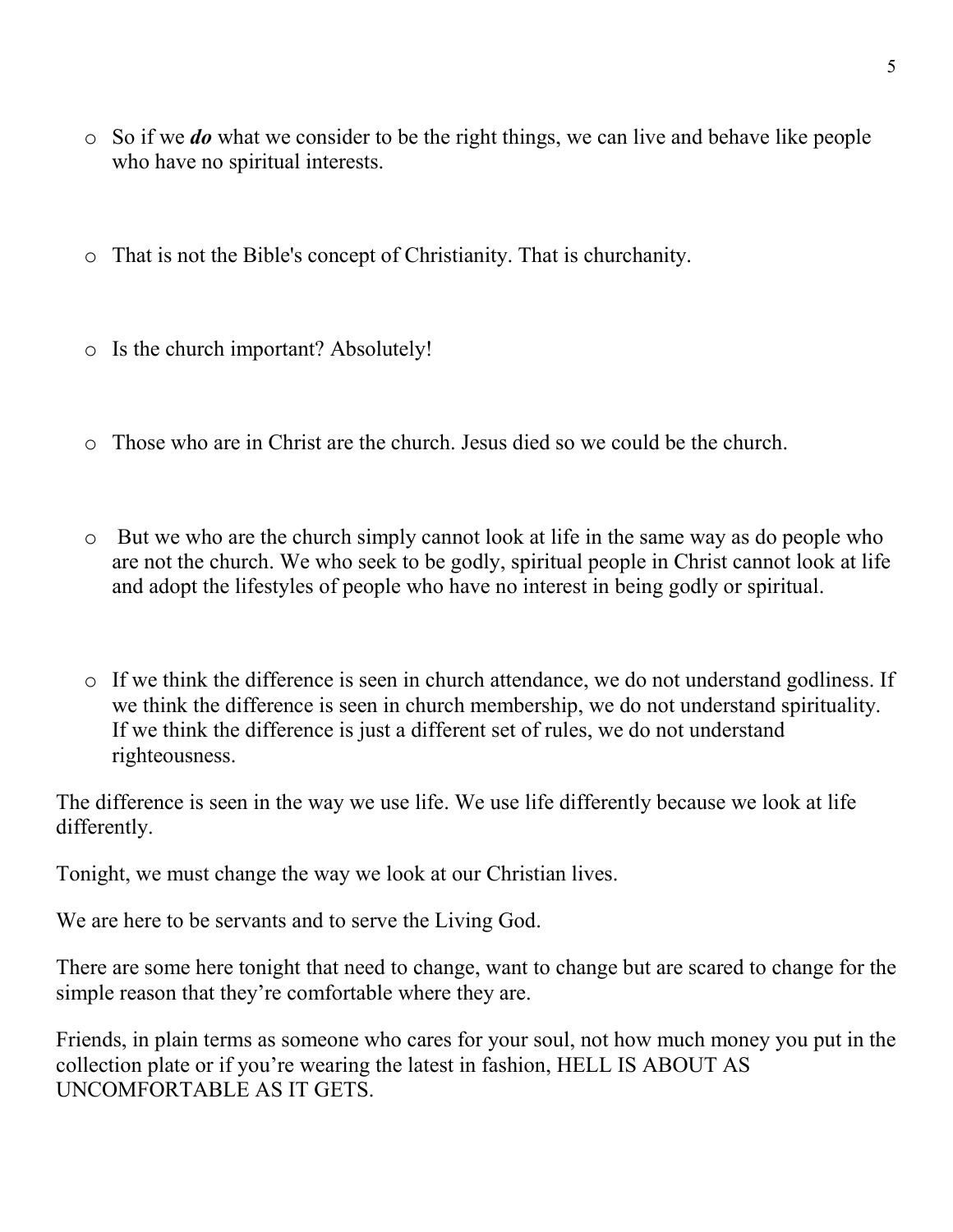- So if we ***do*** what we consider to be the right things, we can live and behave like people who have no spiritual interests.

- That is not the Bible's concept of Christianity. That is churchanity.

- Is the church important? Absolutely!

- Those who are in Christ are the church. Jesus died so we could be the church.

- But we who are the church simply cannot look at life in the same way as do people who are not the church. We who seek to be godly, spiritual people in Christ cannot look at life and adopt the lifestyles of people who have no interest in being godly or spiritual.

- If we think the difference is seen in church attendance, we do not understand godliness. If we think the difference is seen in church membership, we do not understand spirituality. If we think the difference is just a different set of rules, we do not understand righteousness.

The difference is seen in the way we use life. We use life differently because we look at life differently.

Tonight, we must change the way we look at our Christian lives.

We are here to be servants and to serve the Living God.

There are some here tonight that need to change, want to change but are scared to change for the simple reason that they're comfortable where they are.

Friends, in plain terms as someone who cares for your soul, not how much money you put in the collection plate or if you're wearing the latest in fashion, HELL IS ABOUT AS UNCOMFORTABLE AS IT GETS.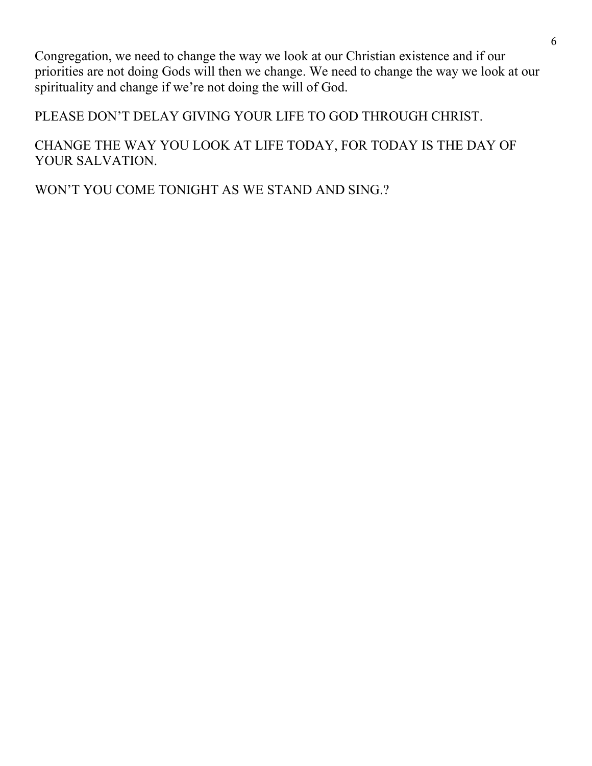Congregation, we need to change the way we look at our Christian existence and if our priorities are not doing Gods will then we change. We need to change the way we look at our spirituality and change if we're not doing the will of God.

PLEASE DON'T DELAY GIVING YOUR LIFE TO GOD THROUGH CHRIST.

CHANGE THE WAY YOU LOOK AT LIFE TODAY, FOR TODAY IS THE DAY OF YOUR SALVATION.

WON'T YOU COME TONIGHT AS WE STAND AND SING.?